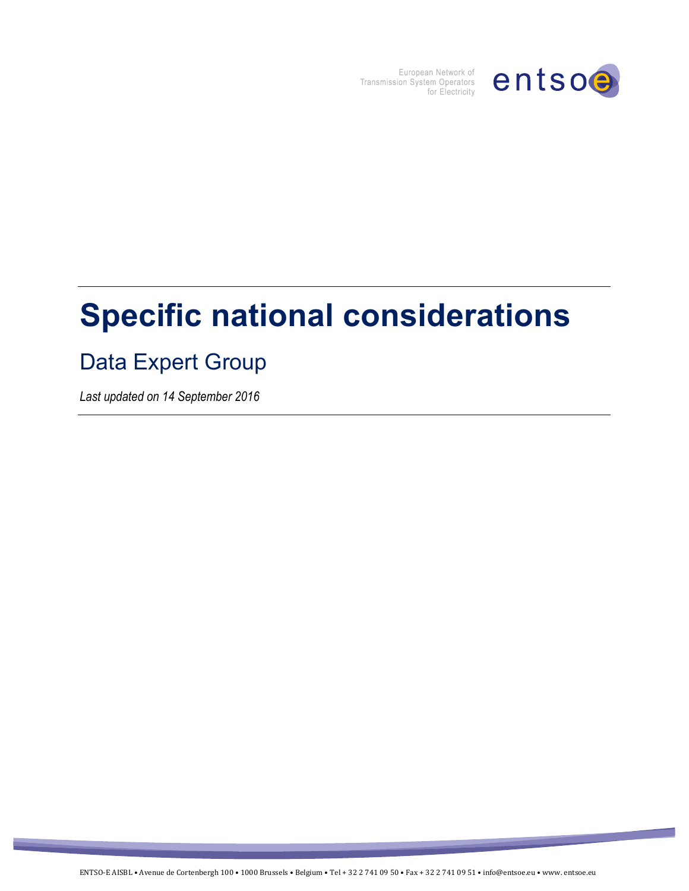European Network of
Transmission System Operators
for Electricity

entsoe

# Specific national considerations

## Data Expert Group

*Last updated on 14 September 2016*

ENTSO-E AISBL • Avenue de Cortenbergh 100 • 1000 Brussels • Belgium • Tel + 32 2 741 09 50 • Fax + 32 2 741 09 51 • info@entsoe.eu • www. entsoe.eu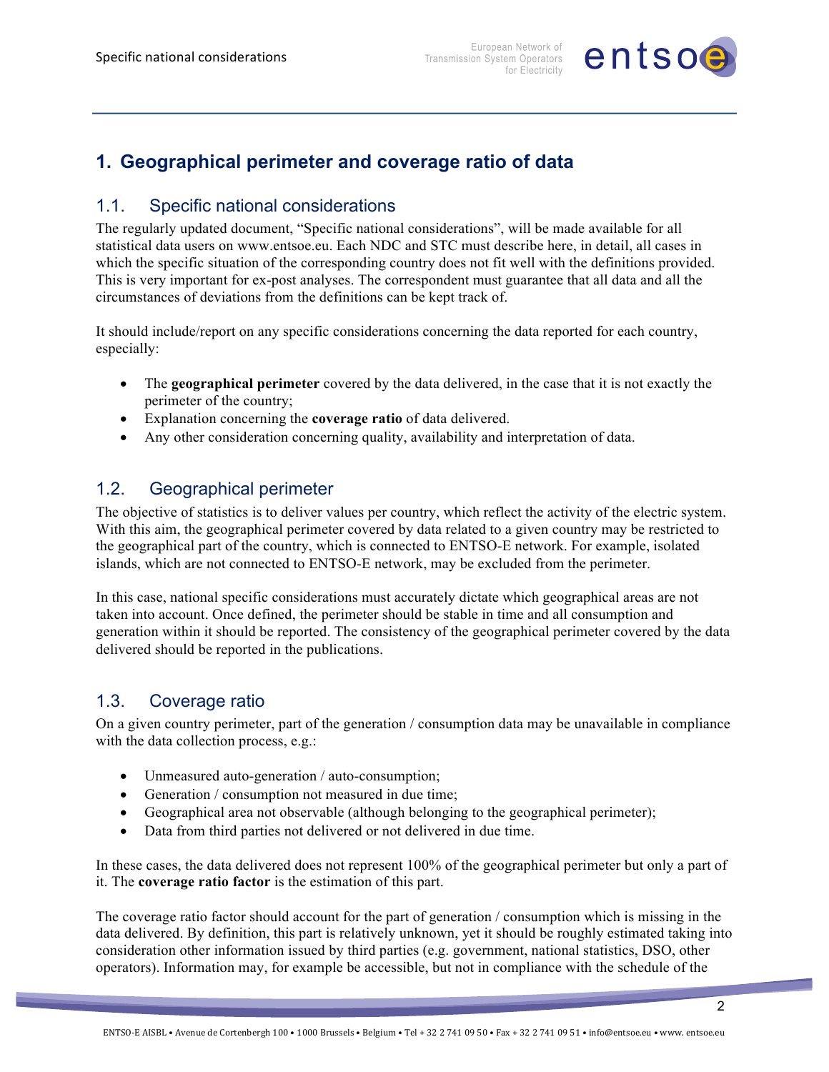# 1. Geographical perimeter and coverage ratio of data

## 1.1. Specific national considerations

The regularly updated document, "Specific national considerations", will be made available for all statistical data users on www.entsoe.eu. Each NDC and STC must describe here, in detail, all cases in which the specific situation of the corresponding country does not fit well with the definitions provided. This is very important for ex-post analyses. The correspondent must guarantee that all data and all the circumstances of deviations from the definitions can be kept track of.

It should include/report on any specific considerations concerning the data reported for each country, especially:

- The **geographical perimeter** covered by the data delivered, in the case that it is not exactly the perimeter of the country;
- Explanation concerning the **coverage ratio** of data delivered.
- Any other consideration concerning quality, availability and interpretation of data.

## 1.2. Geographical perimeter

The objective of statistics is to deliver values per country, which reflect the activity of the electric system. With this aim, the geographical perimeter covered by data related to a given country may be restricted to the geographical part of the country, which is connected to ENTSO-E network. For example, isolated islands, which are not connected to ENTSO-E network, may be excluded from the perimeter.

In this case, national specific considerations must accurately dictate which geographical areas are not taken into account. Once defined, the perimeter should be stable in time and all consumption and generation within it should be reported. The consistency of the geographical perimeter covered by the data delivered should be reported in the publications.

## 1.3. Coverage ratio

On a given country perimeter, part of the generation / consumption data may be unavailable in compliance with the data collection process, e.g.:

- Unmeasured auto-generation / auto-consumption;
- Generation / consumption not measured in due time;
- Geographical area not observable (although belonging to the geographical perimeter);
- Data from third parties not delivered or not delivered in due time.

In these cases, the data delivered does not represent 100% of the geographical perimeter but only a part of it. The **coverage ratio factor** is the estimation of this part.

The coverage ratio factor should account for the part of generation / consumption which is missing in the data delivered. By definition, this part is relatively unknown, yet it should be roughly estimated taking into consideration other information issued by third parties (e.g. government, national statistics, DSO, other operators). Information may, for example be accessible, but not in compliance with the schedule of the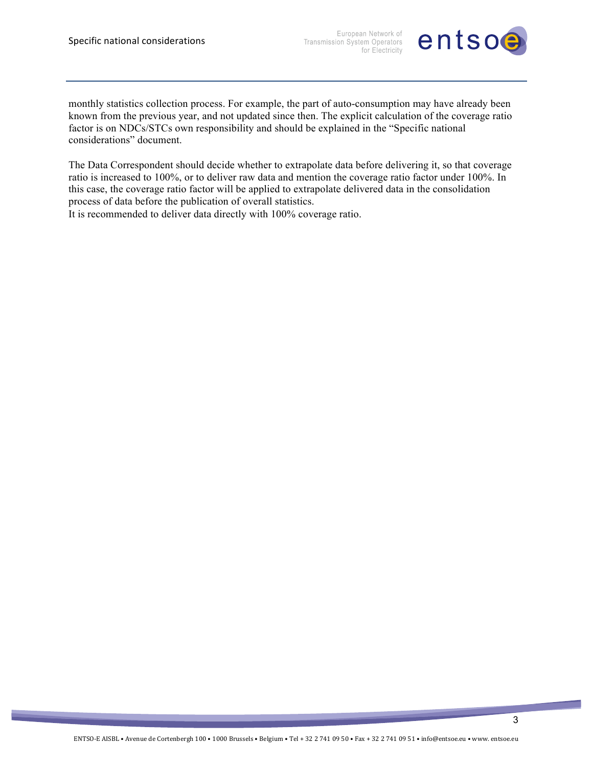monthly statistics collection process. For example, the part of auto-consumption may have already been known from the previous year, and not updated since then. The explicit calculation of the coverage ratio factor is on NDCs/STCs own responsibility and should be explained in the "Specific national considerations" document.

The Data Correspondent should decide whether to extrapolate data before delivering it, so that coverage ratio is increased to 100%, or to deliver raw data and mention the coverage ratio factor under 100%. In this case, the coverage ratio factor will be applied to extrapolate delivered data in the consolidation process of data before the publication of overall statistics.
It is recommended to deliver data directly with 100% coverage ratio.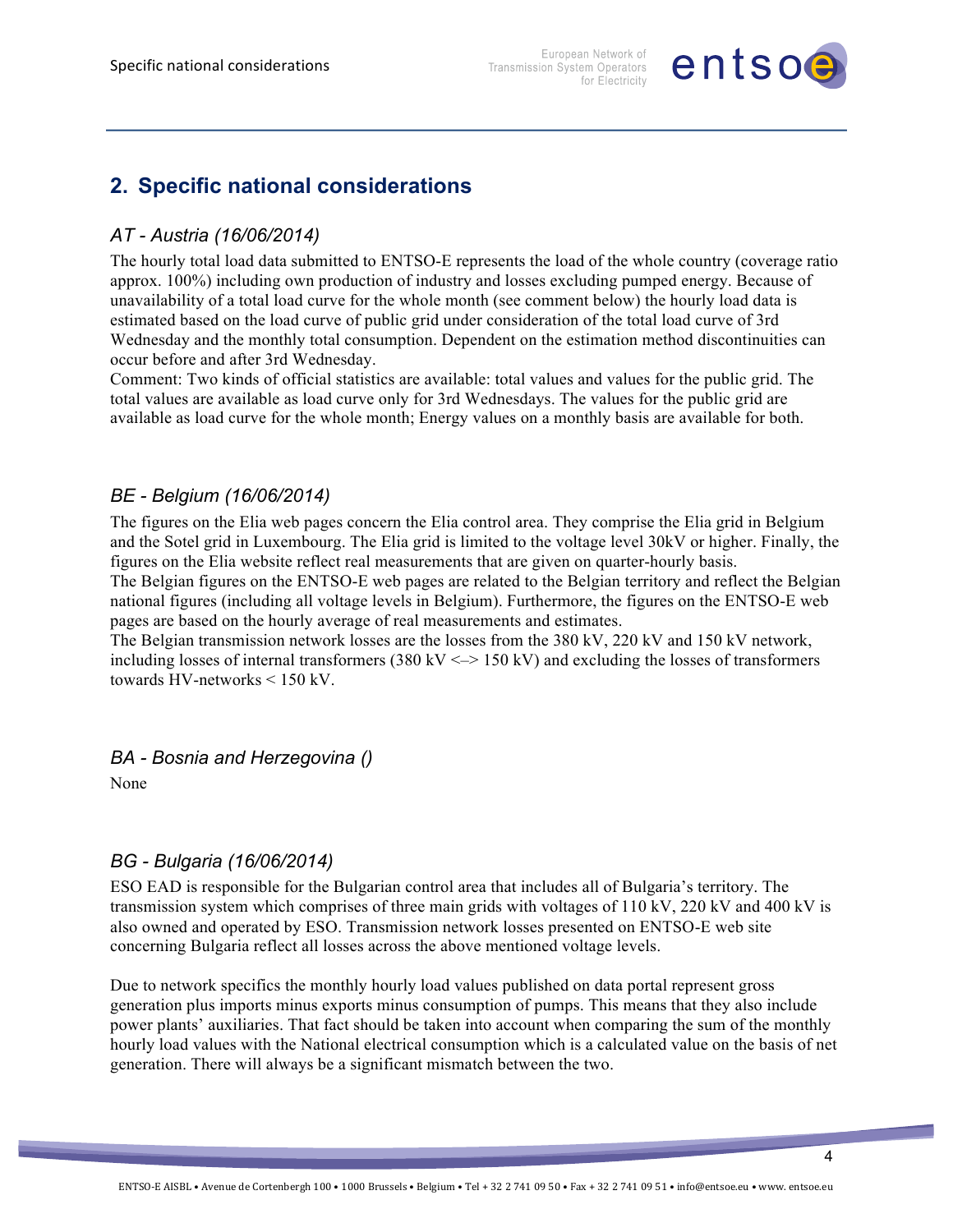## 2. Specific national considerations

### *AT - Austria (16/06/2014)*

The hourly total load data submitted to ENTSO-E represents the load of the whole country (coverage ratio approx. 100%) including own production of industry and losses excluding pumped energy. Because of unavailability of a total load curve for the whole month (see comment below) the hourly load data is estimated based on the load curve of public grid under consideration of the total load curve of 3rd Wednesday and the monthly total consumption. Dependent on the estimation method discontinuities can occur before and after 3rd Wednesday.

Comment: Two kinds of official statistics are available: total values and values for the public grid. The total values are available as load curve only for 3rd Wednesdays. The values for the public grid are available as load curve for the whole month; Energy values on a monthly basis are available for both.

### *BE - Belgium (16/06/2014)*

The figures on the Elia web pages concern the Elia control area. They comprise the Elia grid in Belgium and the Sotel grid in Luxembourg. The Elia grid is limited to the voltage level 30kV or higher. Finally, the figures on the Elia website reflect real measurements that are given on quarter-hourly basis.

The Belgian figures on the ENTSO-E web pages are related to the Belgian territory and reflect the Belgian national figures (including all voltage levels in Belgium). Furthermore, the figures on the ENTSO-E web pages are based on the hourly average of real measurements and estimates.

The Belgian transmission network losses are the losses from the 380 kV, 220 kV and 150 kV network, including losses of internal transformers (380 kV <–> 150 kV) and excluding the losses of transformers towards HV-networks < 150 kV.

### *BA - Bosnia and Herzegovina ()*

None

### *BG - Bulgaria (16/06/2014)*

ESO EAD is responsible for the Bulgarian control area that includes all of Bulgaria's territory. The transmission system which comprises of three main grids with voltages of 110 kV, 220 kV and 400 kV is also owned and operated by ESO. Transmission network losses presented on ENTSO-E web site concerning Bulgaria reflect all losses across the above mentioned voltage levels.

Due to network specifics the monthly hourly load values published on data portal represent gross generation plus imports minus exports minus consumption of pumps. This means that they also include power plants' auxiliaries. That fact should be taken into account when comparing the sum of the monthly hourly load values with the National electrical consumption which is a calculated value on the basis of net generation. There will always be a significant mismatch between the two.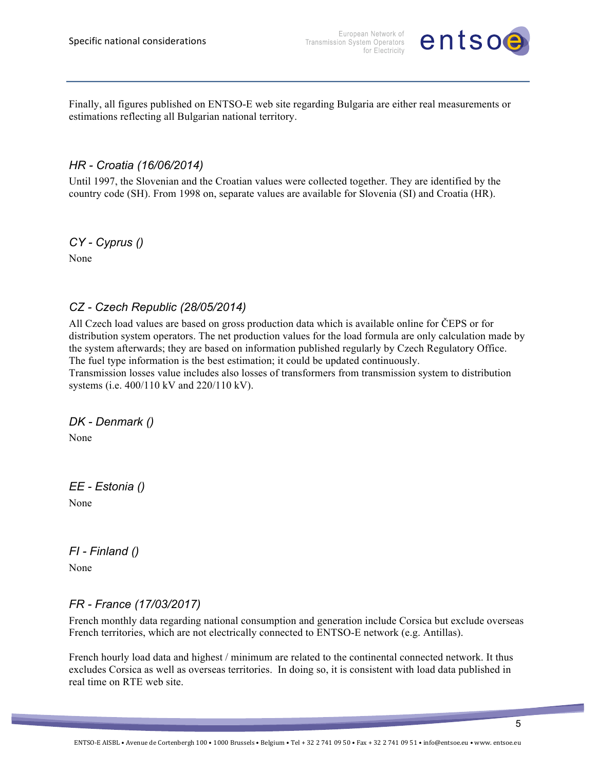Finally, all figures published on ENTSO-E web site regarding Bulgaria are either real measurements or estimations reflecting all Bulgarian national territory.

### *HR - Croatia (16/06/2014)*

Until 1997, the Slovenian and the Croatian values were collected together. They are identified by the country code (SH). From 1998 on, separate values are available for Slovenia (SI) and Croatia (HR).

### *CY - Cyprus ()*

None

### *CZ - Czech Republic (28/05/2014)*

All Czech load values are based on gross production data which is available online for ČEPS or for distribution system operators. The net production values for the load formula are only calculation made by the system afterwards; they are based on information published regularly by Czech Regulatory Office. The fuel type information is the best estimation; it could be updated continuously.
Transmission losses value includes also losses of transformers from transmission system to distribution systems (i.e. 400/110 kV and 220/110 kV).

### *DK - Denmark ()*

None

### *EE - Estonia ()*

None

### *FI - Finland ()*

None

### *FR - France (17/03/2017)*

French monthly data regarding national consumption and generation include Corsica but exclude overseas French territories, which are not electrically connected to ENTSO-E network (e.g. Antillas).

French hourly load data and highest / minimum are related to the continental connected network. It thus excludes Corsica as well as overseas territories. In doing so, it is consistent with load data published in real time on RTE web site.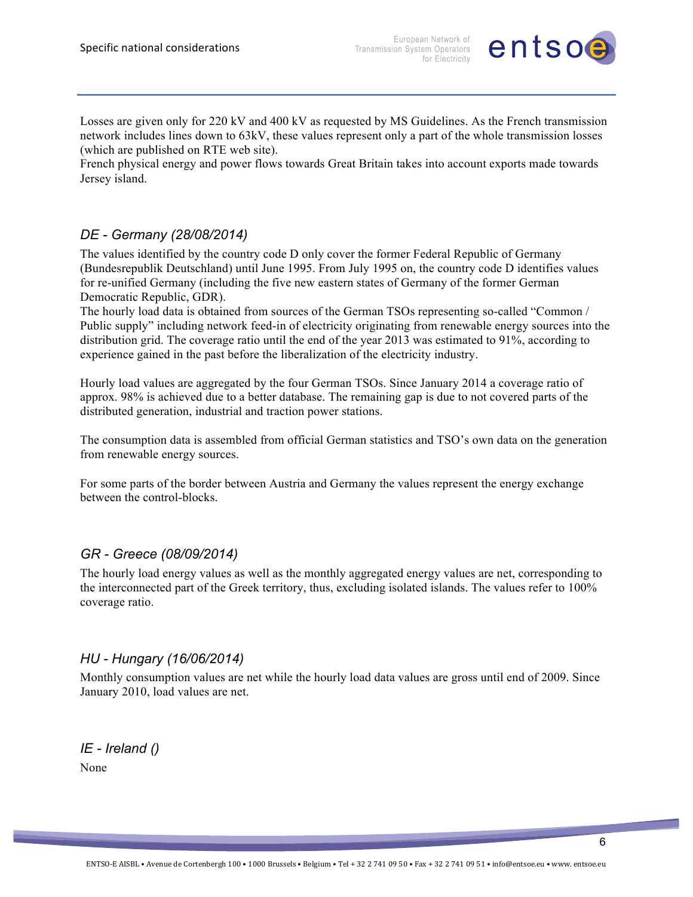Losses are given only for 220 kV and 400 kV as requested by MS Guidelines. As the French transmission network includes lines down to 63kV, these values represent only a part of the whole transmission losses (which are published on RTE web site).
French physical energy and power flows towards Great Britain takes into account exports made towards Jersey island.

### *DE - Germany (28/08/2014)*

The values identified by the country code D only cover the former Federal Republic of Germany (Bundesrepublik Deutschland) until June 1995. From July 1995 on, the country code D identifies values for re-unified Germany (including the five new eastern states of Germany of the former German Democratic Republic, GDR).
The hourly load data is obtained from sources of the German TSOs representing so-called "Common / Public supply" including network feed-in of electricity originating from renewable energy sources into the distribution grid. The coverage ratio until the end of the year 2013 was estimated to 91%, according to experience gained in the past before the liberalization of the electricity industry.

Hourly load values are aggregated by the four German TSOs. Since January 2014 a coverage ratio of approx. 98% is achieved due to a better database. The remaining gap is due to not covered parts of the distributed generation, industrial and traction power stations.

The consumption data is assembled from official German statistics and TSO's own data on the generation from renewable energy sources.

For some parts of the border between Austria and Germany the values represent the energy exchange between the control-blocks.

### *GR - Greece (08/09/2014)*

The hourly load energy values as well as the monthly aggregated energy values are net, corresponding to the interconnected part of the Greek territory, thus, excluding isolated islands. The values refer to 100% coverage ratio.

### *HU - Hungary (16/06/2014)*

Monthly consumption values are net while the hourly load data values are gross until end of 2009. Since January 2010, load values are net.

### *IE - Ireland ()*

None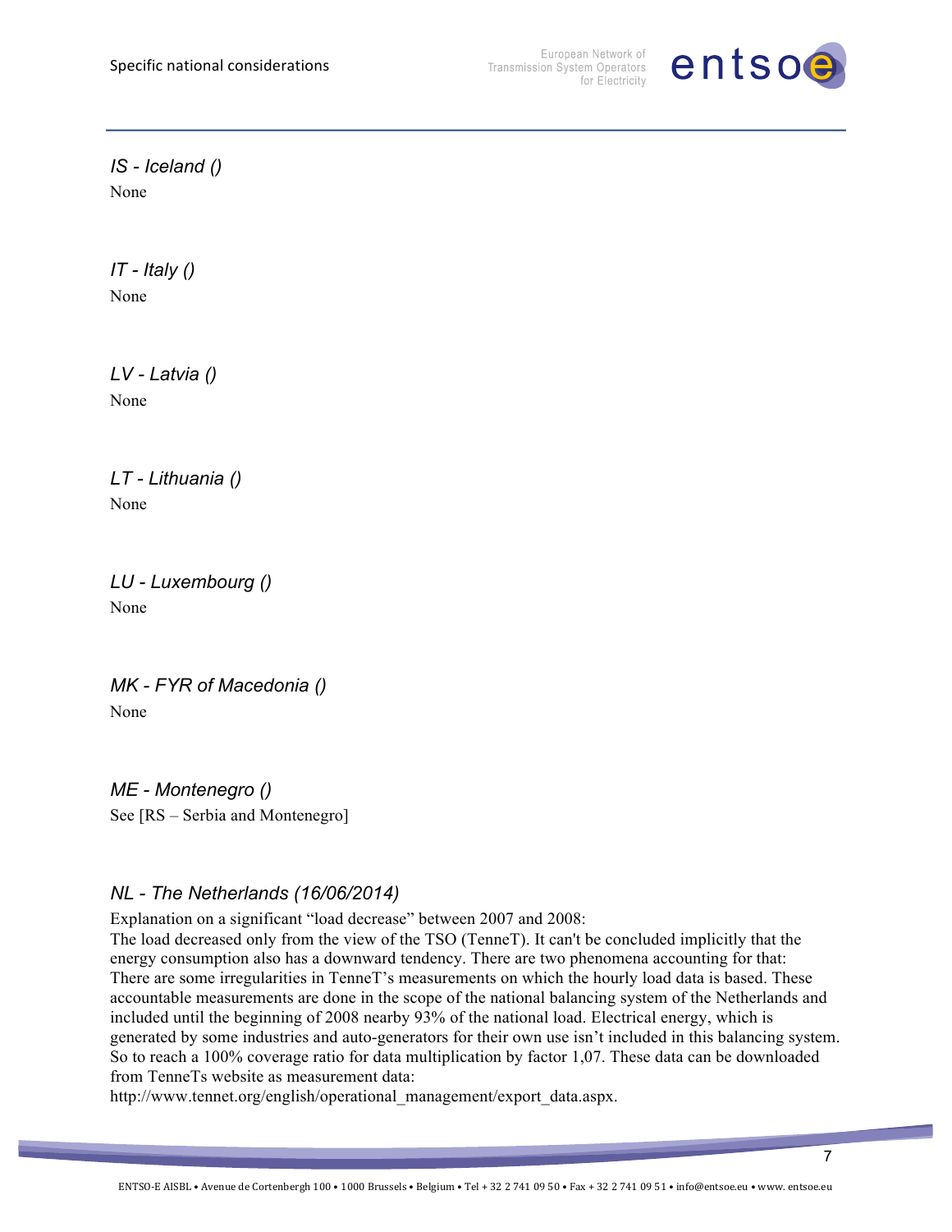### *IS - Iceland ()*

None

### *IT - Italy ()*

None

### *LV - Latvia ()*

None

### *LT - Lithuania ()*

None

### *LU - Luxembourg ()*

None

### *MK - FYR of Macedonia ()*

None

### *ME - Montenegro ()*

See [RS – Serbia and Montenegro]

### *NL - The Netherlands (16/06/2014)*

Explanation on a significant "load decrease" between 2007 and 2008:
The load decreased only from the view of the TSO (TenneT). It can't be concluded implicitly that the energy consumption also has a downward tendency. There are two phenomena accounting for that:
There are some irregularities in TenneT's measurements on which the hourly load data is based. These accountable measurements are done in the scope of the national balancing system of the Netherlands and included until the beginning of 2008 nearby 93% of the national load. Electrical energy, which is generated by some industries and auto-generators for their own use isn't included in this balancing system. So to reach a 100% coverage ratio for data multiplication by factor 1,07. These data can be downloaded from TenneTs website as measurement data:
http://www.tennet.org/english/operational_management/export_data.aspx.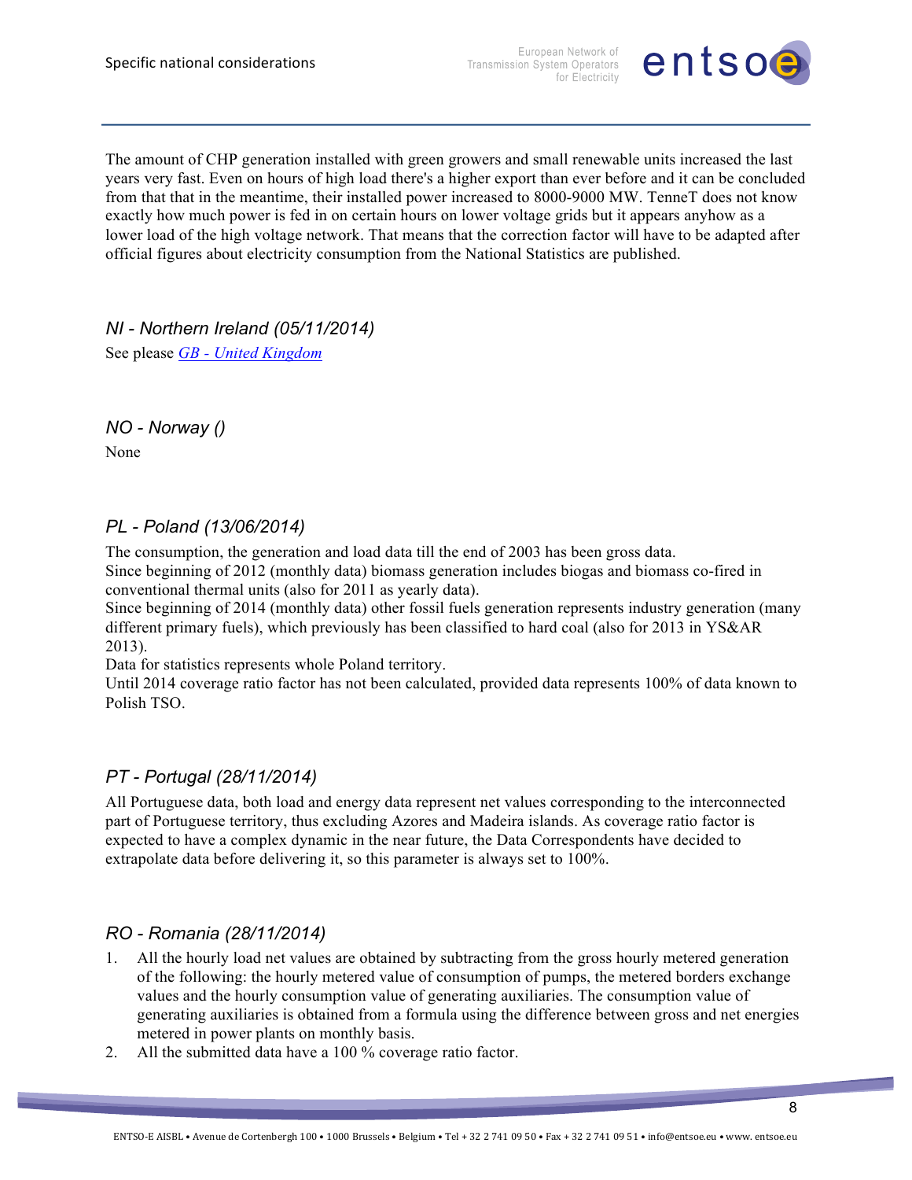The amount of CHP generation installed with green growers and small renewable units increased the last years very fast. Even on hours of high load there's a higher export than ever before and it can be concluded from that that in the meantime, their installed power increased to 8000-9000 MW. TenneT does not know exactly how much power is fed in on certain hours on lower voltage grids but it appears anyhow as a lower load of the high voltage network. That means that the correction factor will have to be adapted after official figures about electricity consumption from the National Statistics are published.

### *NI - Northern Ireland (05/11/2014)*

See please *GB - United Kingdom*

### *NO - Norway ()*

None

### *PL - Poland (13/06/2014)*

The consumption, the generation and load data till the end of 2003 has been gross data.
Since beginning of 2012 (monthly data) biomass generation includes biogas and biomass co-fired in conventional thermal units (also for 2011 as yearly data).
Since beginning of 2014 (monthly data) other fossil fuels generation represents industry generation (many different primary fuels), which previously has been classified to hard coal (also for 2013 in YS&AR 2013).
Data for statistics represents whole Poland territory.
Until 2014 coverage ratio factor has not been calculated, provided data represents 100% of data known to Polish TSO.

### *PT - Portugal (28/11/2014)*

All Portuguese data, both load and energy data represent net values corresponding to the interconnected part of Portuguese territory, thus excluding Azores and Madeira islands. As coverage ratio factor is expected to have a complex dynamic in the near future, the Data Correspondents have decided to extrapolate data before delivering it, so this parameter is always set to 100%.

### *RO - Romania (28/11/2014)*

1. All the hourly load net values are obtained by subtracting from the gross hourly metered generation of the following: the hourly metered value of consumption of pumps, the metered borders exchange values and the hourly consumption value of generating auxiliaries. The consumption value of generating auxiliaries is obtained from a formula using the difference between gross and net energies metered in power plants on monthly basis.
2. All the submitted data have a 100 % coverage ratio factor.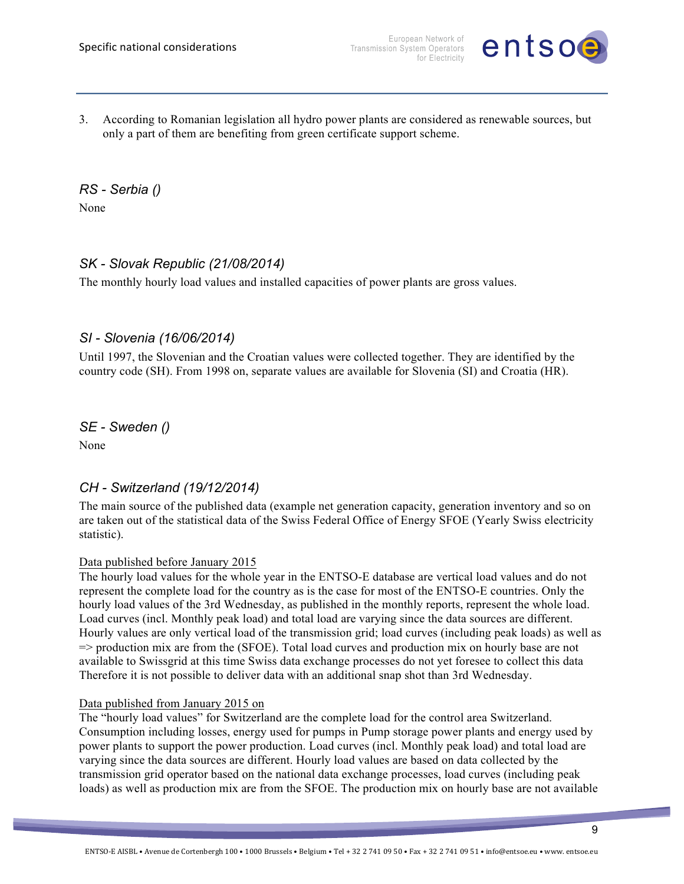3. According to Romanian legislation all hydro power plants are considered as renewable sources, but only a part of them are benefiting from green certificate support scheme.

### *RS - Serbia ()*

None

### *SK - Slovak Republic (21/08/2014)*

The monthly hourly load values and installed capacities of power plants are gross values.

### *SI - Slovenia (16/06/2014)*

Until 1997, the Slovenian and the Croatian values were collected together. They are identified by the country code (SH). From 1998 on, separate values are available for Slovenia (SI) and Croatia (HR).

### *SE - Sweden ()*

None

### *CH - Switzerland (19/12/2014)*

The main source of the published data (example net generation capacity, generation inventory and so on are taken out of the statistical data of the Swiss Federal Office of Energy SFOE (Yearly Swiss electricity statistic).

<u>Data published before January 2015</u>

The hourly load values for the whole year in the ENTSO-E database are vertical load values and do not represent the complete load for the country as is the case for most of the ENTSO-E countries. Only the hourly load values of the 3rd Wednesday, as published in the monthly reports, represent the whole load. Load curves (incl. Monthly peak load) and total load are varying since the data sources are different. Hourly values are only vertical load of the transmission grid; load curves (including peak loads) as well as => production mix are from the (SFOE). Total load curves and production mix on hourly base are not available to Swissgrid at this time Swiss data exchange processes do not yet foresee to collect this data Therefore it is not possible to deliver data with an additional snap shot than 3rd Wednesday.

<u>Data published from January 2015 on</u>

The "hourly load values" for Switzerland are the complete load for the control area Switzerland. Consumption including losses, energy used for pumps in Pump storage power plants and energy used by power plants to support the power production. Load curves (incl. Monthly peak load) and total load are varying since the data sources are different. Hourly load values are based on data collected by the transmission grid operator based on the national data exchange processes, load curves (including peak loads) as well as production mix are from the SFOE. The production mix on hourly base are not available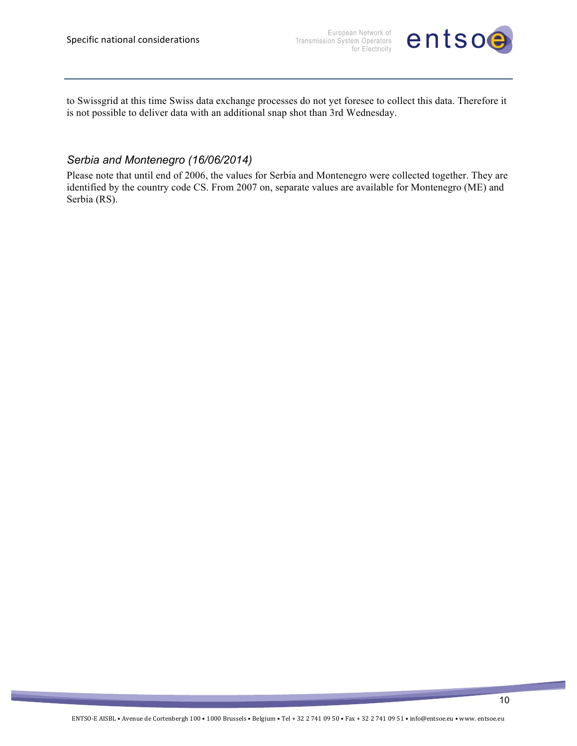to Swissgrid at this time Swiss data exchange processes do not yet foresee to collect this data. Therefore it is not possible to deliver data with an additional snap shot than 3rd Wednesday.

### *Serbia and Montenegro (16/06/2014)*

Please note that until end of 2006, the values for Serbia and Montenegro were collected together. They are identified by the country code CS. From 2007 on, separate values are available for Montenegro (ME) and Serbia (RS).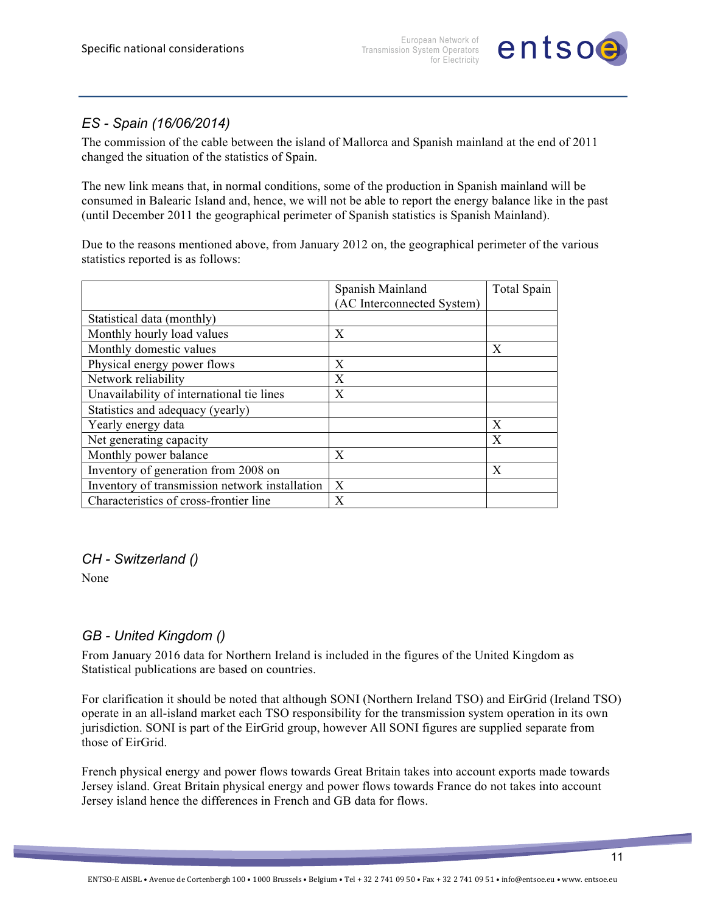## *ES - Spain (16/06/2014)*

The commission of the cable between the island of Mallorca and Spanish mainland at the end of 2011 changed the situation of the statistics of Spain.

The new link means that, in normal conditions, some of the production in Spanish mainland will be consumed in Balearic Island and, hence, we will not be able to report the energy balance like in the past (until December 2011 the geographical perimeter of Spanish statistics is Spanish Mainland).

Due to the reasons mentioned above, from January 2012 on, the geographical perimeter of the various statistics reported is as follows:

| | Spanish Mainland (AC Interconnected System) | Total Spain |
|---|---|---|
| Statistical data (monthly) | | |
| Monthly hourly load values | X | |
| Monthly domestic values | | X |
| Physical energy power flows | X | |
| Network reliability | X | |
| Unavailability of international tie lines | X | |
| Statistics and adequacy (yearly) | | |
| Yearly energy data | | X |
| Net generating capacity | | X |
| Monthly power balance | X | |
| Inventory of generation from 2008 on | | X |
| Inventory of transmission network installation | X | |
| Characteristics of cross-frontier line | X | |

## *CH - Switzerland ()*

None

## *GB - United Kingdom ()*

From January 2016 data for Northern Ireland is included in the figures of the United Kingdom as Statistical publications are based on countries.

For clarification it should be noted that although SONI (Northern Ireland TSO) and EirGrid (Ireland TSO) operate in an all-island market each TSO responsibility for the transmission system operation in its own jurisdiction. SONI is part of the EirGrid group, however All SONI figures are supplied separate from those of EirGrid.

French physical energy and power flows towards Great Britain takes into account exports made towards Jersey island. Great Britain physical energy and power flows towards France do not takes into account Jersey island hence the differences in French and GB data for flows.